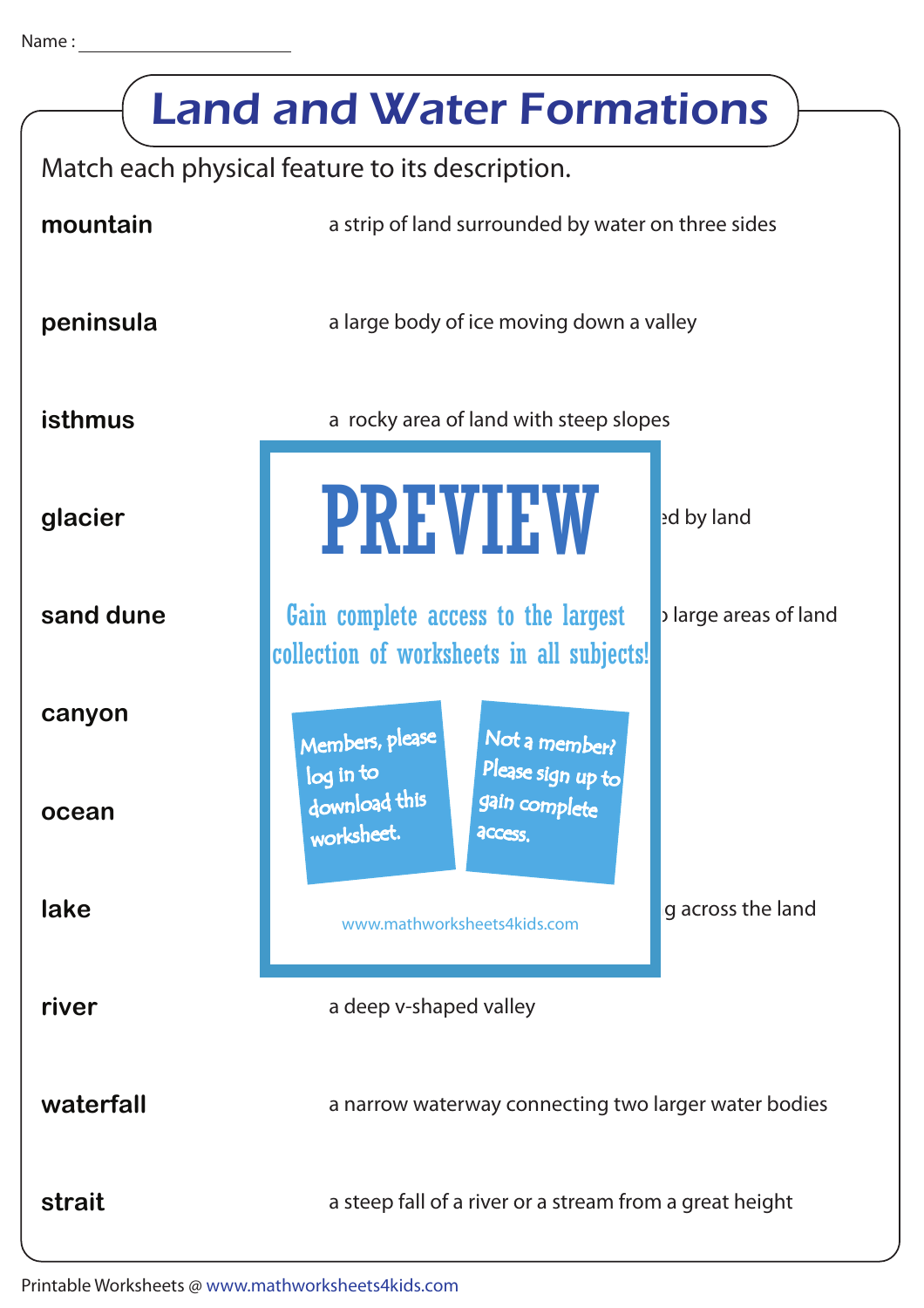Name : ______________________

# Land and Water Formations

Match each physical feature to its description.

| | |
|---|---|
| **mountain** | a strip of land surrounded by water on three sides |
| **peninsula** | a large body of ice moving down a valley |
| **isthmus** | a rocky area of land with steep slopes |
| **glacier** | ...ed by land |
| **sand dune** | ... large areas of land |
| **canyon** | |
| **ocean** | |
| **lake** | ...g across the land |
| **river** | a deep v-shaped valley |
| **waterfall** | a narrow waterway connecting two larger water bodies |
| **strait** | a steep fall of a river or a stream from a great height |

PREVIEW

Gain complete access to the largest collection of worksheets in all subjects!

Members, please log in to download this worksheet.

Not a member? Please sign up to gain complete access.

www.mathworksheets4kids.com

Printable Worksheets @ www.mathworksheets4kids.com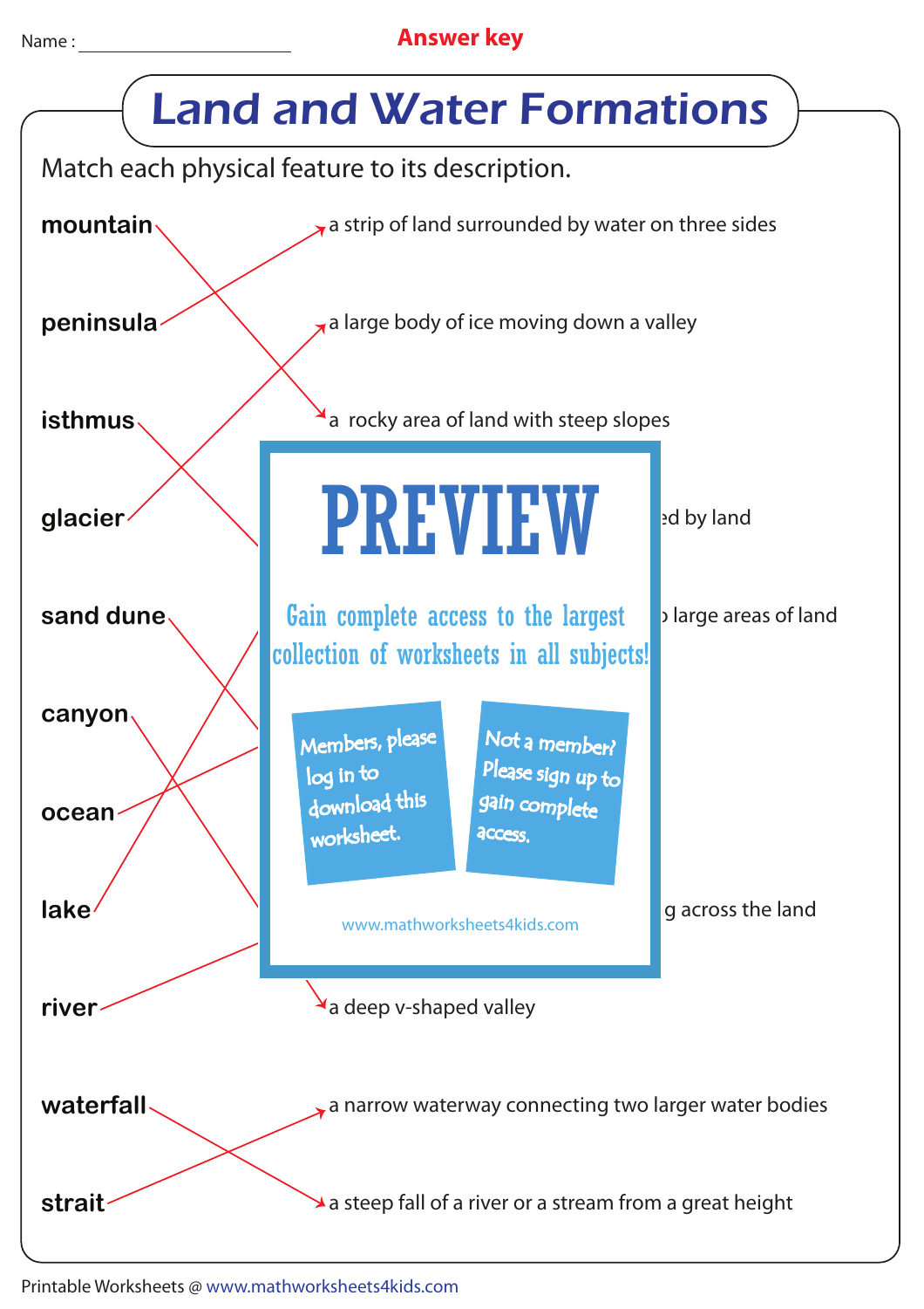Name : ______________________

**Answer key**

# Land and Water Formations

Match each physical feature to its description.

| | |
|---|---|
| **mountain** | a strip of land surrounded by water on three sides |
| **peninsula** | a large body of ice moving down a valley |
| **isthmus** | a rocky area of land with steep slopes |
| **glacier** | ...ed by land |
| **sand dune** | ... large areas of land |
| **canyon** | |
| **ocean** | |
| **lake** | ...g across the land |
| **river** | a deep v-shaped valley |
| **waterfall** | a narrow waterway connecting two larger water bodies |
| **strait** | a steep fall of a river or a stream from a great height |

PREVIEW

Gain complete access to the largest collection of worksheets in all subjects!

Members, please log in to download this worksheet.

Not a member? Please sign up to gain complete access.

www.mathworksheets4kids.com

Printable Worksheets @ www.mathworksheets4kids.com